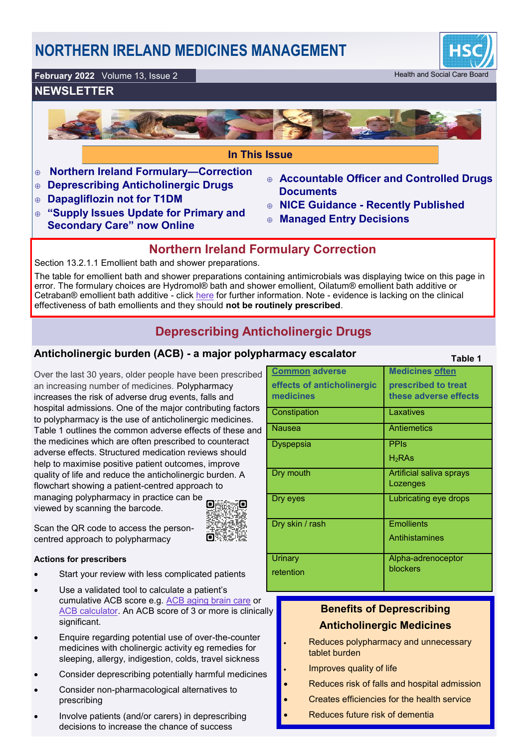# NORTHERN IRELAND MEDICINES MANAGEMENT

**February 2022** Volume 13, Issue 2

Health and Social Care Board

## NEWSLETTER

### In This Issue

- Northern Ireland Formulary—Correction
- Deprescribing Anticholinergic Drugs
- Dapagliflozin not for T1DM
- "Supply Issues Update for Primary and Secondary Care" now Online
- Accountable Officer and Controlled Drugs Documents
- NICE Guidance - Recently Published
- Managed Entry Decisions

## Northern Ireland Formulary Correction

Section 13.2.1.1 Emollient bath and shower preparations.

The table for emollient bath and shower preparations containing antimicrobials was displaying twice on this page in error. The formulary choices are Hydromol® bath and shower emollient, Oilatum® emollient bath additive or Cetraban® emollient bath additive - click here for further information. Note - evidence is lacking on the clinical effectiveness of bath emollients and they should **not be routinely prescribed**.

## Deprescribing Anticholinergic Drugs

### Anticholinergic burden (ACB) - a major polypharmacy escalator

Over the last 30 years, older people have been prescribed an increasing number of medicines. Polypharmacy increases the risk of adverse drug events, falls and hospital admissions. One of the major contributing factors to polypharmacy is the use of anticholinergic medicines. Table 1 outlines the common adverse effects of these and the medicines which are often prescribed to counteract adverse effects. Structured medication reviews should help to maximise positive patient outcomes, improve quality of life and reduce the anticholinergic burden. A flowchart showing a patient-centred approach to managing polypharmacy in practice can be viewed by scanning the barcode.

Scan the QR code to access the person-centred approach to polypharmacy

**Table 1**

| Common adverse effects of anticholinergic medicines | Medicines often prescribed to treat these adverse effects |
|---|---|
| Constipation | Laxatives |
| Nausea | Antiemetics |
| Dyspepsia | PPIs<br>$H_2$RAs |
| Dry mouth | Artificial saliva sprays<br>Lozenges |
| Dry eyes | Lubricating eye drops |
| Dry skin / rash | Emollients<br>Antihistamines |
| Urinary retention | Alpha-adrenoceptor blockers |

**Actions for prescribers**

- Start your review with less complicated patients
- Use a validated tool to calculate a patient's cumulative ACB score e.g. ACB aging brain care or ACB calculator. An ACB score of 3 or more is clinically significant.
- Enquire regarding potential use of over-the-counter medicines with cholinergic activity eg remedies for sleeping, allergy, indigestion, colds, travel sickness
- Consider deprescribing potentially harmful medicines
- Consider non-pharmacological alternatives to prescribing
- Involve patients (and/or carers) in deprescribing decisions to increase the chance of success

### Benefits of Deprescribing Anticholinergic Medicines

- Reduces polypharmacy and unnecessary tablet burden
- Improves quality of life
- Reduces risk of falls and hospital admission
- Creates efficiencies for the health service
- Reduces future risk of dementia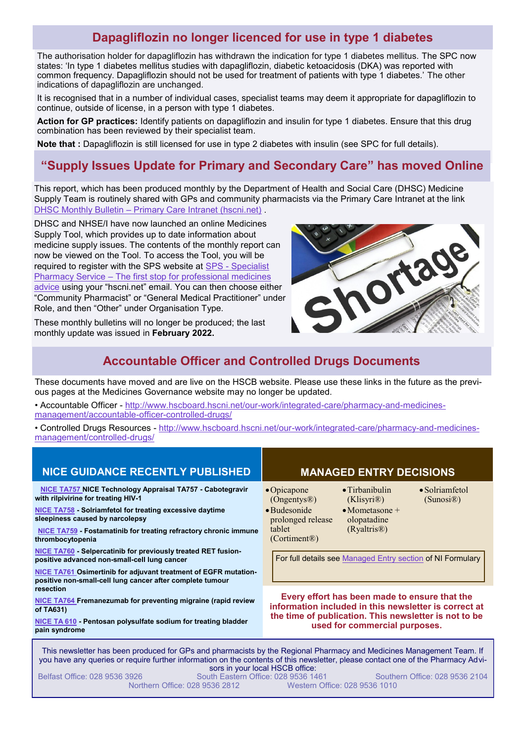## Dapagliflozin no longer licenced for use in type 1 diabetes

The authorisation holder for dapagliflozin has withdrawn the indication for type 1 diabetes mellitus. The SPC now states: 'In type 1 diabetes mellitus studies with dapagliflozin, diabetic ketoacidosis (DKA) was reported with common frequency. Dapagliflozin should not be used for treatment of patients with type 1 diabetes.' The other indications of dapagliflozin are unchanged.

It is recognised that in a number of individual cases, specialist teams may deem it appropriate for dapagliflozin to continue, outside of license, in a person with type 1 diabetes.

**Action for GP practices:** Identify patients on dapagliflozin and insulin for type 1 diabetes. Ensure that this drug combination has been reviewed by their specialist team.

**Note that :** Dapagliflozin is still licensed for use in type 2 diabetes with insulin (see SPC for full details).

## "Supply Issues Update for Primary and Secondary Care" has moved Online

This report, which has been produced monthly by the Department of Health and Social Care (DHSC) Medicine Supply Team is routinely shared with GPs and community pharmacists via the Primary Care Intranet at the link DHSC Monthly Bulletin – Primary Care Intranet (hscni.net) .

DHSC and NHSE/I have now launched an online Medicines Supply Tool, which provides up to date information about medicine supply issues. The contents of the monthly report can now be viewed on the Tool. To access the Tool, you will be required to register with the SPS website at SPS - Specialist Pharmacy Service – The first stop for professional medicines advice using your "hscni.net" email. You can then choose either "Community Pharmacist" or "General Medical Practitioner" under Role, and then "Other" under Organisation Type.

These monthly bulletins will no longer be produced; the last monthly update was issued in **February 2022.**

## Accountable Officer and Controlled Drugs Documents

These documents have moved and are live on the HSCB website. Please use these links in the future as the previous pages at the Medicines Governance website may no longer be updated.

- Accountable Officer - http://www.hscboard.hscni.net/our-work/integrated-care/pharmacy-and-medicines-management/accountable-officer-controlled-drugs/
- Controlled Drugs Resources - http://www.hscboard.hscni.net/our-work/integrated-care/pharmacy-and-medicines-management/controlled-drugs/

## NICE GUIDANCE RECENTLY PUBLISHED

**NICE TA757** **NICE Technology Appraisal TA757 - Cabotegravir with rilpivirine for treating HIV-1**

**NICE TA758** **- Solriamfetol for treating excessive daytime sleepiness caused by narcolepsy**

**NICE TA759** **- Fostamatinib for treating refractory chronic immune thrombocytopenia**

**NICE TA760** **- Selpercatinib for previously treated RET fusion-positive advanced non-small-cell lung cancer**

**NICE TA761** **Osimertinib for adjuvant treatment of EGFR mutation-positive non-small-cell lung cancer after complete tumour resection**

**NICE TA764** **Fremanezumab for preventing migraine (rapid review of TA631)**

**NICE TA 610** **- Pentosan polysulfate sodium for treating bladder pain syndrome**

## MANAGED ENTRY DECISIONS

- Opicapone (Ongentys®)
- Budesonide prolonged release tablet (Cortiment®)
- Tirbanibulin (Klisyri®)
- Mometasone + olopatadine (Ryaltris®)
- Solriamfetol (Sunosi®)

For full details see Managed Entry section of NI Formulary

**Every effort has been made to ensure that the information included in this newsletter is correct at the time of publication. This newsletter is not to be used for commercial purposes.**

This newsletter has been produced for GPs and pharmacists by the Regional Pharmacy and Medicines Management Team. If you have any queries or require further information on the contents of this newsletter, please contact one of the Pharmacy Advisors in your local HSCB office:

Belfast Office: 028 9536 3926 South Eastern Office: 028 9536 1461 Southern Office: 028 9536 2104
Northern Office: 028 9536 2812 Western Office: 028 9536 1010